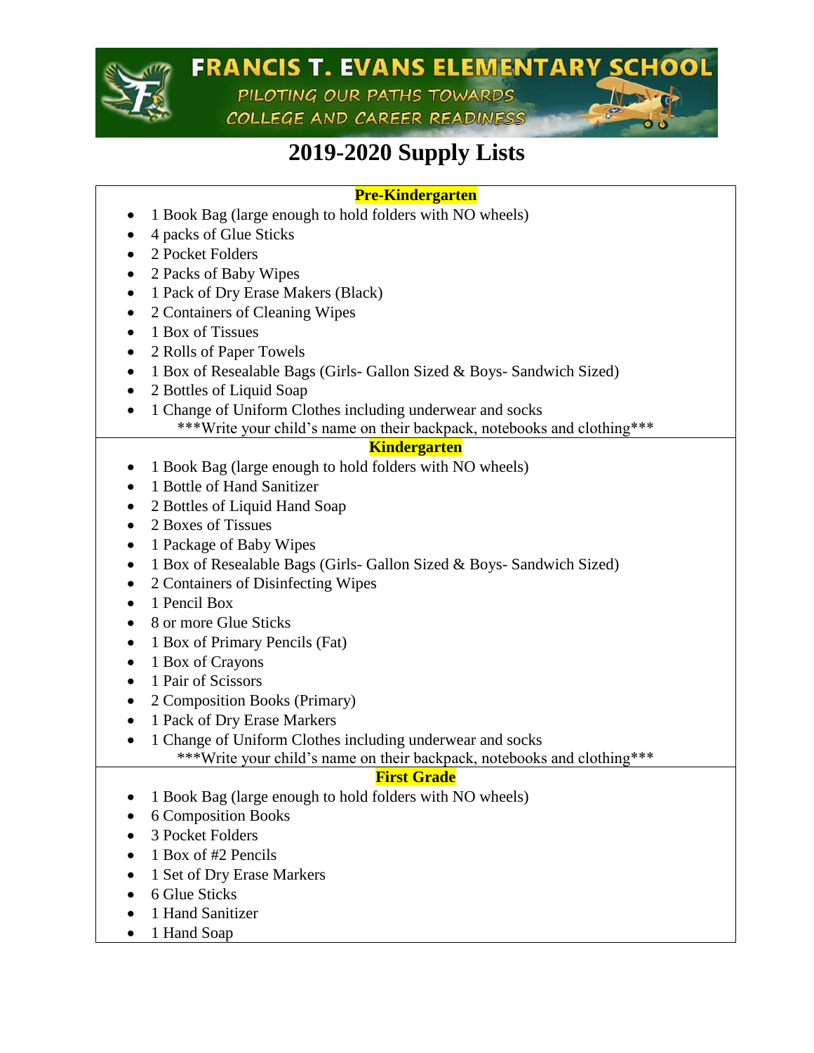# FRANCIS T. EVANS ELEMENTARY SCHOOL

PILOTING OUR PATHS TOWARDS COLLEGE AND CAREER READINESS

## 2019-2020 Supply Lists

### Pre-Kindergarten

- 1 Book Bag (large enough to hold folders with NO wheels)
- 4 packs of Glue Sticks
- 2 Pocket Folders
- 2 Packs of Baby Wipes
- 1 Pack of Dry Erase Makers (Black)
- 2 Containers of Cleaning Wipes
- 1 Box of Tissues
- 2 Rolls of Paper Towels
- 1 Box of Resealable Bags (Girls- Gallon Sized & Boys- Sandwich Sized)
- 2 Bottles of Liquid Soap
- 1 Change of Uniform Clothes including underwear and socks

***Write your child's name on their backpack, notebooks and clothing***

### Kindergarten

- 1 Book Bag (large enough to hold folders with NO wheels)
- 1 Bottle of Hand Sanitizer
- 2 Bottles of Liquid Hand Soap
- 2 Boxes of Tissues
- 1 Package of Baby Wipes
- 1 Box of Resealable Bags (Girls- Gallon Sized & Boys- Sandwich Sized)
- 2 Containers of Disinfecting Wipes
- 1 Pencil Box
- 8 or more Glue Sticks
- 1 Box of Primary Pencils (Fat)
- 1 Box of Crayons
- 1 Pair of Scissors
- 2 Composition Books (Primary)
- 1 Pack of Dry Erase Markers
- 1 Change of Uniform Clothes including underwear and socks

***Write your child's name on their backpack, notebooks and clothing***

### First Grade

- 1 Book Bag (large enough to hold folders with NO wheels)
- 6 Composition Books
- 3 Pocket Folders
- 1 Box of #2 Pencils
- 1 Set of Dry Erase Markers
- 6 Glue Sticks
- 1 Hand Sanitizer
- 1 Hand Soap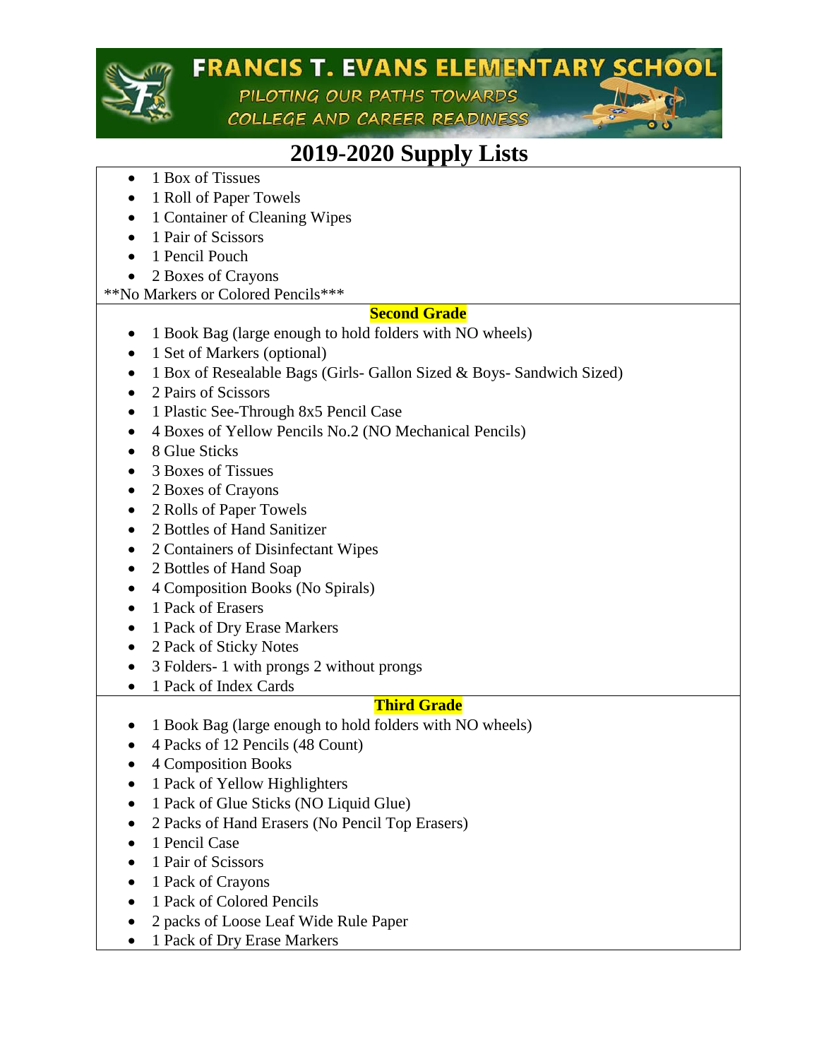# FRANCIS T. EVANS ELEMENTARY SCHOOL

PILOTING OUR PATHS TOWARDS COLLEGE AND CAREER READINESS

## 2019-2020 Supply Lists

- 1 Box of Tissues
- 1 Roll of Paper Towels
- 1 Container of Cleaning Wipes
- 1 Pair of Scissors
- 1 Pencil Pouch
- 2 Boxes of Crayons

**No Markers or Colored Pencils***

### Second Grade

- 1 Book Bag (large enough to hold folders with NO wheels)
- 1 Set of Markers (optional)
- 1 Box of Resealable Bags (Girls- Gallon Sized & Boys- Sandwich Sized)
- 2 Pairs of Scissors
- 1 Plastic See-Through 8x5 Pencil Case
- 4 Boxes of Yellow Pencils No.2 (NO Mechanical Pencils)
- 8 Glue Sticks
- 3 Boxes of Tissues
- 2 Boxes of Crayons
- 2 Rolls of Paper Towels
- 2 Bottles of Hand Sanitizer
- 2 Containers of Disinfectant Wipes
- 2 Bottles of Hand Soap
- 4 Composition Books (No Spirals)
- 1 Pack of Erasers
- 1 Pack of Dry Erase Markers
- 2 Pack of Sticky Notes
- 3 Folders- 1 with prongs 2 without prongs
- 1 Pack of Index Cards

### Third Grade

- 1 Book Bag (large enough to hold folders with NO wheels)
- 4 Packs of 12 Pencils (48 Count)
- 4 Composition Books
- 1 Pack of Yellow Highlighters
- 1 Pack of Glue Sticks (NO Liquid Glue)
- 2 Packs of Hand Erasers (No Pencil Top Erasers)
- 1 Pencil Case
- 1 Pair of Scissors
- 1 Pack of Crayons
- 1 Pack of Colored Pencils
- 2 packs of Loose Leaf Wide Rule Paper
- 1 Pack of Dry Erase Markers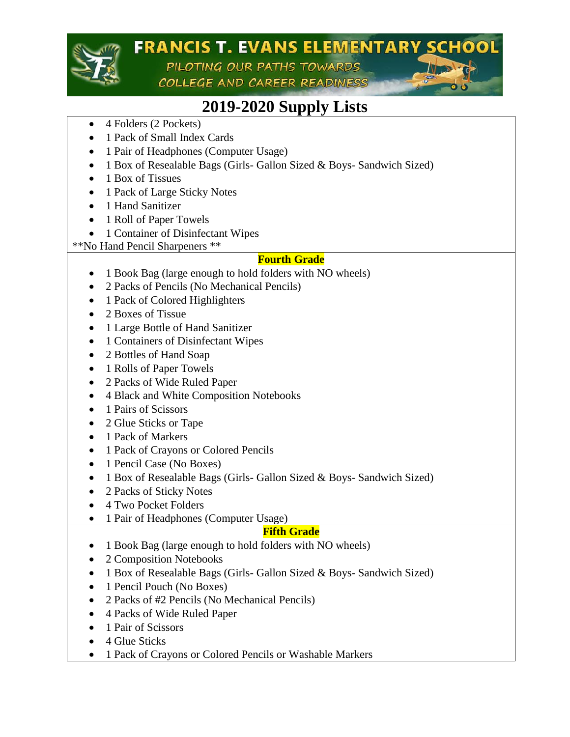# FRANCIS T. EVANS ELEMENTARY SCHOOL

PILOTING OUR PATHS TOWARDS COLLEGE AND CAREER READINESS

## 2019-2020 Supply Lists

- 4 Folders (2 Pockets)
- 1 Pack of Small Index Cards
- 1 Pair of Headphones (Computer Usage)
- 1 Box of Resealable Bags (Girls- Gallon Sized & Boys- Sandwich Sized)
- 1 Box of Tissues
- 1 Pack of Large Sticky Notes
- 1 Hand Sanitizer
- 1 Roll of Paper Towels
- 1 Container of Disinfectant Wipes

**No Hand Pencil Sharpeners **

### Fourth Grade

- 1 Book Bag (large enough to hold folders with NO wheels)
- 2 Packs of Pencils (No Mechanical Pencils)
- 1 Pack of Colored Highlighters
- 2 Boxes of Tissue
- 1 Large Bottle of Hand Sanitizer
- 1 Containers of Disinfectant Wipes
- 2 Bottles of Hand Soap
- 1 Rolls of Paper Towels
- 2 Packs of Wide Ruled Paper
- 4 Black and White Composition Notebooks
- 1 Pairs of Scissors
- 2 Glue Sticks or Tape
- 1 Pack of Markers
- 1 Pack of Crayons or Colored Pencils
- 1 Pencil Case (No Boxes)
- 1 Box of Resealable Bags (Girls- Gallon Sized & Boys- Sandwich Sized)
- 2 Packs of Sticky Notes
- 4 Two Pocket Folders
- 1 Pair of Headphones (Computer Usage)

### Fifth Grade

- 1 Book Bag (large enough to hold folders with NO wheels)
- 2 Composition Notebooks
- 1 Box of Resealable Bags (Girls- Gallon Sized & Boys- Sandwich Sized)
- 1 Pencil Pouch (No Boxes)
- 2 Packs of #2 Pencils (No Mechanical Pencils)
- 4 Packs of Wide Ruled Paper
- 1 Pair of Scissors
- 4 Glue Sticks
- 1 Pack of Crayons or Colored Pencils or Washable Markers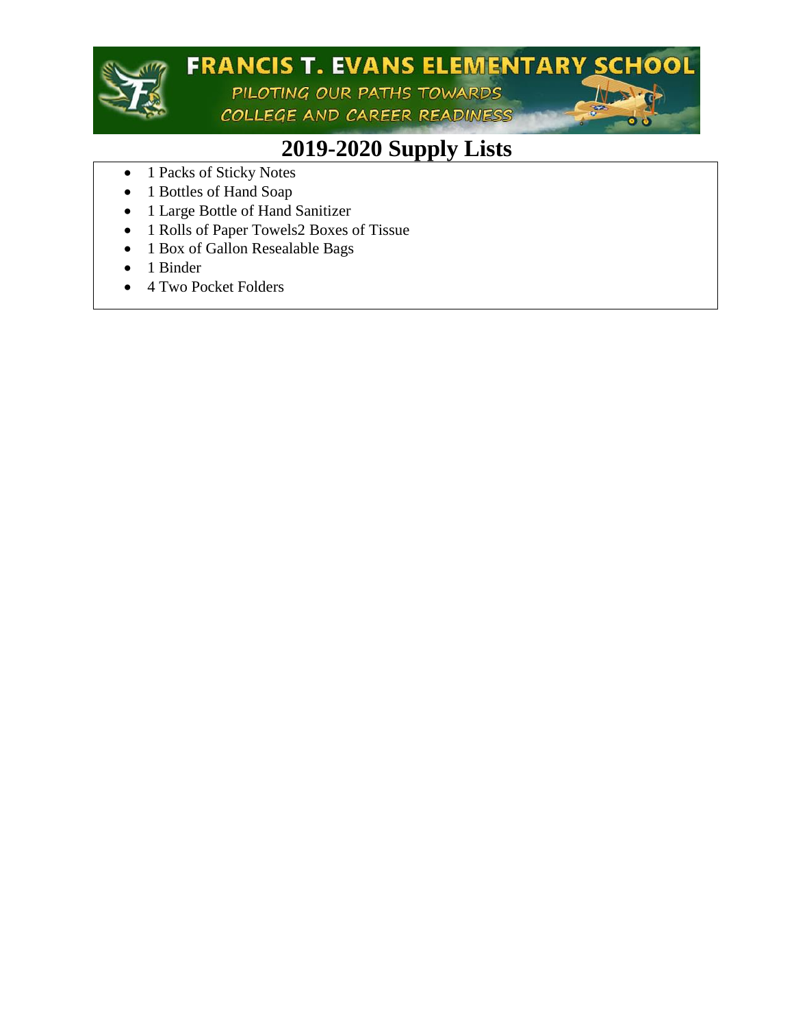# FRANCIS T. EVANS ELEMENTARY SCHOOL

PILOTING OUR PATHS TOWARDS COLLEGE AND CAREER READINESS

## 2019-2020 Supply Lists

- 1 Packs of Sticky Notes
- 1 Bottles of Hand Soap
- 1 Large Bottle of Hand Sanitizer
- 1 Rolls of Paper Towels2 Boxes of Tissue
- 1 Box of Gallon Resealable Bags
- 1 Binder
- 4 Two Pocket Folders